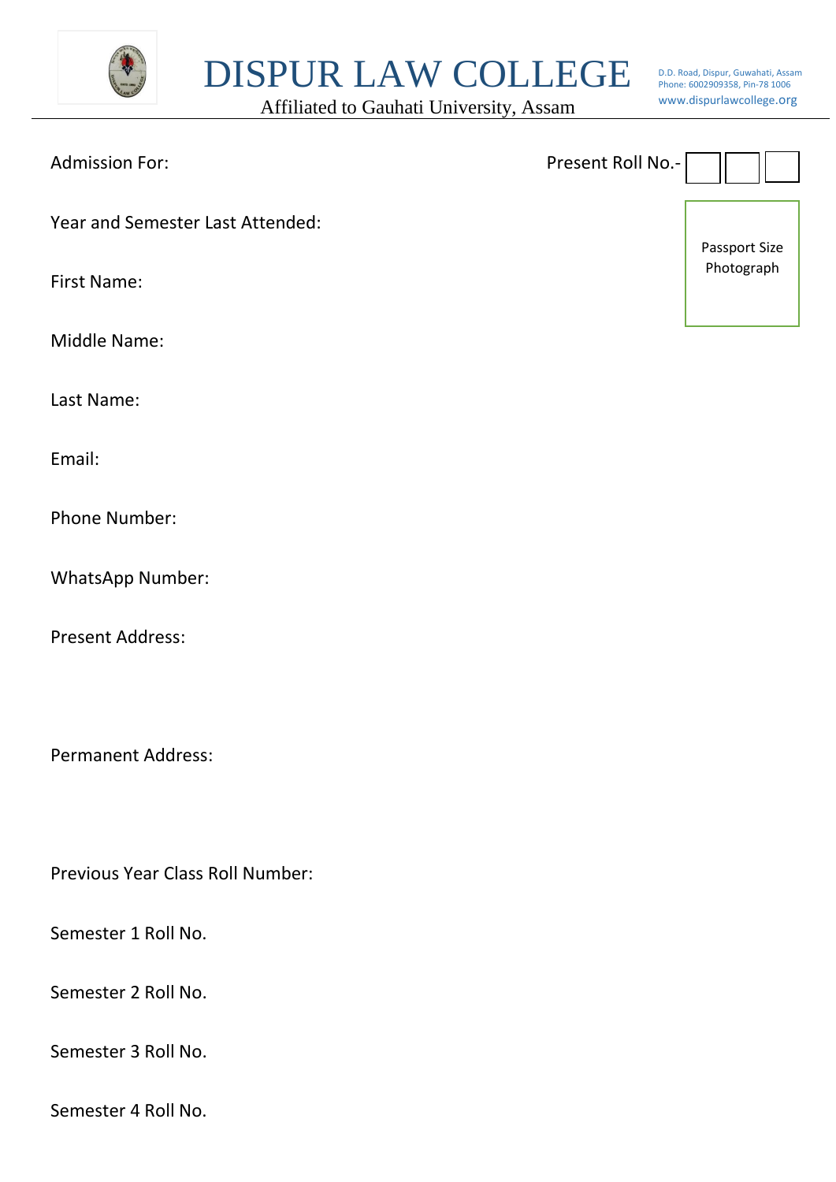# DISPUR LAW COLLEGE

Affiliated to Gauhati University, Assam

D.D. Road, Dispur, Guwahati, Assam
Phone: 6002909358, Pin-78 1006
www.dispurlawcollege.org

Admission For:

Present Roll No.-

Passport Size Photograph

Year and Semester Last Attended:

First Name:

Middle Name:

Last Name:

Email:

Phone Number:

WhatsApp Number:

Present Address:

Permanent Address:

Previous Year Class Roll Number:

Semester 1 Roll No.

Semester 2 Roll No.

Semester 3 Roll No.

Semester 4 Roll No.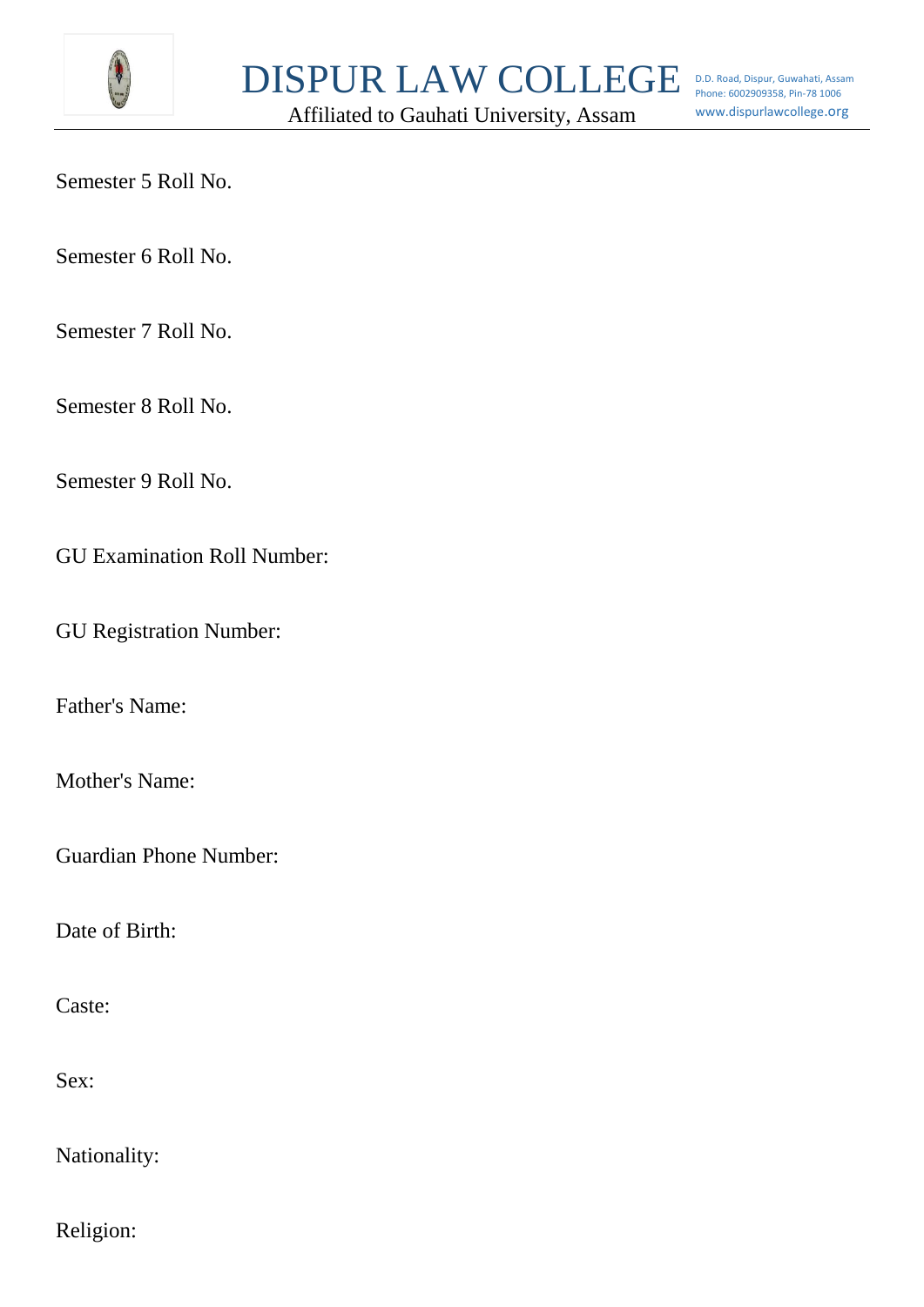Semester 5 Roll No.

Semester 6 Roll No.

Semester 7 Roll No.

Semester 8 Roll No.

Semester 9 Roll No.

GU Examination Roll Number:

GU Registration Number:

Father's Name:

Mother's Name:

Guardian Phone Number:

Date of Birth:

Caste:

Sex:

Nationality:

Religion: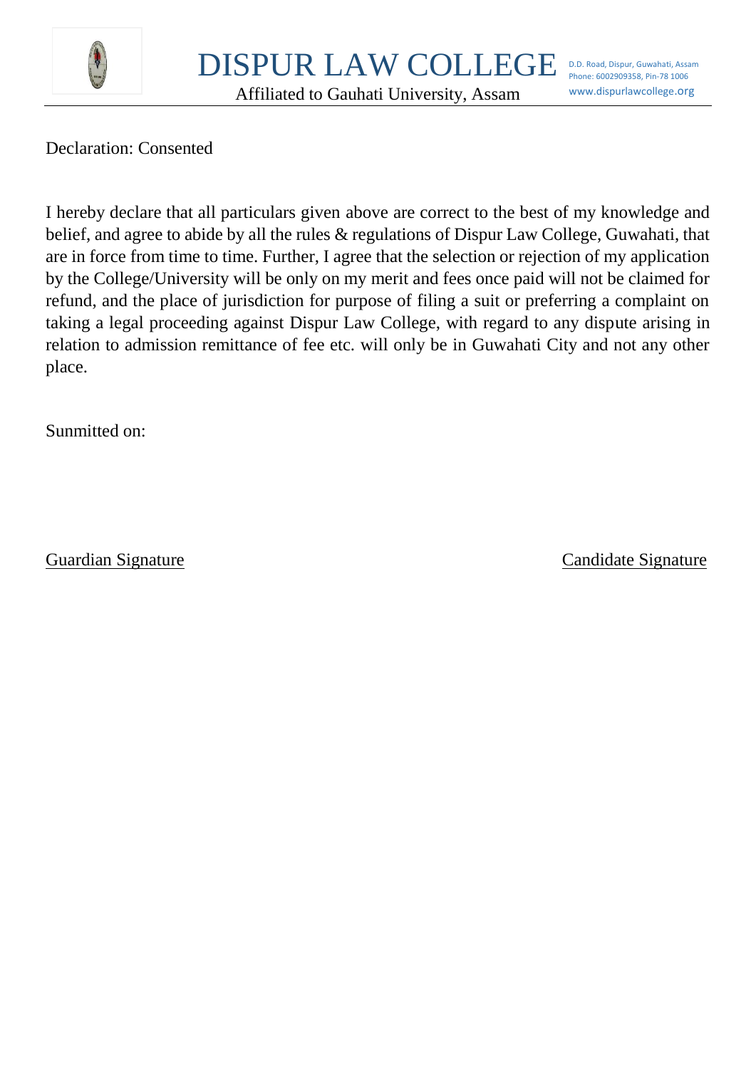# DISPUR LAW COLLEGE

Affiliated to Gauhati University, Assam

D.D. Road, Dispur, Guwahati, Assam
Phone: 6002909358, Pin-78 1006
www.dispurlawcollege.org

Declaration: Consented

I hereby declare that all particulars given above are correct to the best of my knowledge and belief, and agree to abide by all the rules & regulations of Dispur Law College, Guwahati, that are in force from time to time. Further, I agree that the selection or rejection of my application by the College/University will be only on my merit and fees once paid will not be claimed for refund, and the place of jurisdiction for purpose of filing a suit or preferring a complaint on taking a legal proceeding against Dispur Law College, with regard to any dispute arising in relation to admission remittance of fee etc. will only be in Guwahati City and not any other place.

Sunmitted on:

Guardian Signature

Candidate Signature